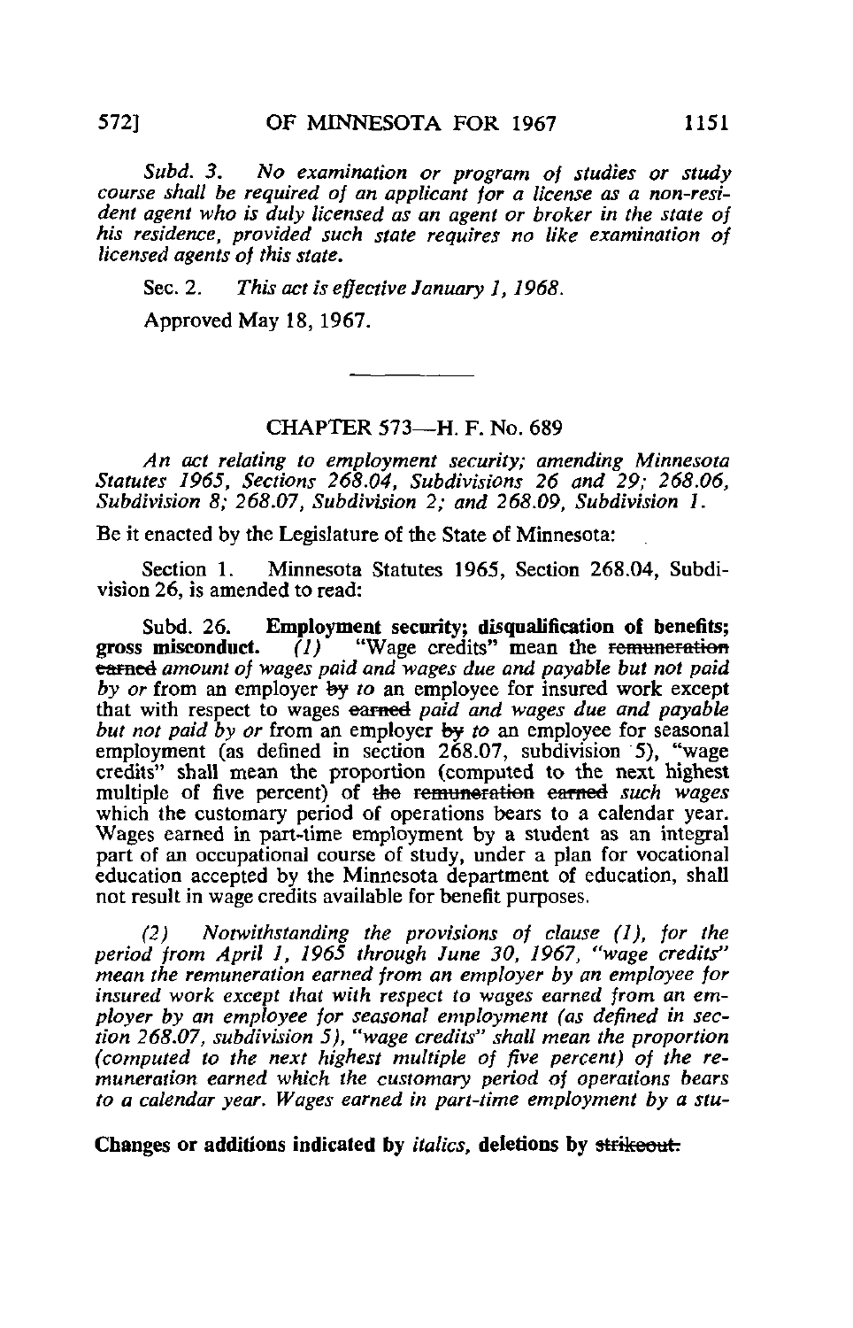*Subd. 3. No examination or program of studies or study course shall be required of an applicant for a license as a non-resident agent who is duly licensed as an agent or broker in the state of his residence, provided such state requires no like examination of licensed agents of this state.*

Sec. 2. *This act is effective January 1, 1968.*

Approved May 18, 1967.

---

## CHAPTER 573—H. F. No. 689

*An act relating to employment security; amending Minnesota Statutes 1965, Sections 268.04, Subdivisions 26 and 29; 268.06, Subdivision 8; 268.07, Subdivision 2; and 268.09, Subdivision 1.*

Be it enacted by the Legislature of the State of Minnesota:

Section 1. Minnesota Statutes 1965, Section 268.04, Subdivision 26, is amended to read:

Subd. 26. **Employment security; disqualification of benefits; gross misconduct.** *(1)* "Wage credits" mean the ~~remuneration earned~~ *amount of wages paid and wages due and payable but not paid by or* from an employer ~~by~~ *to* an employee for insured work except that with respect to wages ~~earned~~ *paid and wages due and payable but not paid by or* from an employer ~~by~~ *to* an employee for seasonal employment (as defined in section 268.07, subdivision 5), "wage credits" shall mean the proportion (computed to the next highest multiple of five percent) of ~~the remuneration earned~~ *such wages* which the customary period of operations bears to a calendar year. Wages earned in part-time employment by a student as an integral part of an occupational course of study, under a plan for vocational education accepted by the Minnesota department of education, shall not result in wage credits available for benefit purposes.

*(2) Notwithstanding the provisions of clause (1), for the period from April 1, 1965 through June 30, 1967, "wage credits" mean the remuneration earned from an employer by an employee for insured work except that with respect to wages earned from an employer by an employee for seasonal employment (as defined in section 268.07, subdivision 5), "wage credits" shall mean the proportion (computed to the next highest multiple of five percent) of the remuneration earned which the customary period of operations bears to a calendar year. Wages earned in part-time employment by a stu-*

**Changes or additions indicated by *italics*, deletions by ~~strikeout~~.**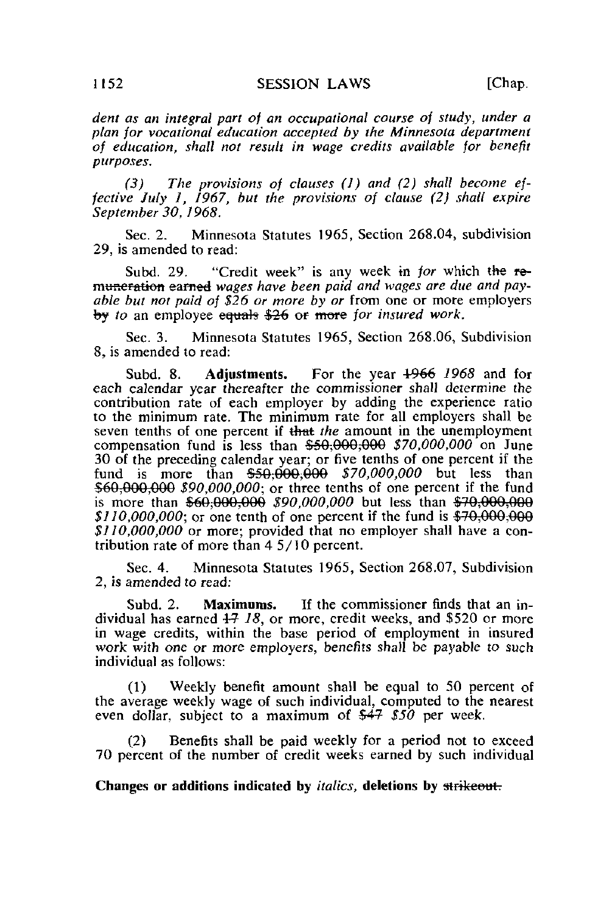*dent as an integral part of an occupational course of study, under a plan for vocational education accepted by the Minnesota department of education, shall not result in wage credits available for benefit purposes.*

*(3) The provisions of clauses (1) and (2) shall become effective July 1, 1967, but the provisions of clause (2) shall expire September 30, 1968.*

Sec. 2. Minnesota Statutes 1965, Section 268.04, subdivision 29, is amended to read:

Subd. 29. "Credit week" is any week ~~in~~ *for* which ~~the remuneration earned~~ *wages have been paid and wages are due and payable but not paid of $26 or more by or* from one or more employers ~~by~~ *to* an employee ~~equals $26 or more~~ *for insured work.*

Sec. 3. Minnesota Statutes 1965, Section 268.06, Subdivision 8, is amended to read:

Subd. 8. **Adjustments.** For the year ~~1966~~ *1968* and for each calendar year thereafter the commissioner shall determine the contribution rate of each employer by adding the experience ratio to the minimum rate. The minimum rate for all employers shall be seven tenths of one percent if ~~that~~ *the* amount in the unemployment compensation fund is less than ~~$50,000,000~~ *$70,000,000* on June 30 of the preceding calendar year; or five tenths of one percent if the fund is more than ~~$50,000,000~~ *$70,000,000* but less than ~~$60,000,000~~ *$90,000,000*; or three tenths of one percent if the fund is more than ~~$60,000,000~~ *$90,000,000* but less than ~~$70,000,000~~ *$110,000,000*; or one tenth of one percent if the fund is ~~$70,000,000~~ *$110,000,000* or more; provided that no employer shall have a contribution rate of more than 4 5/10 percent.

Sec. 4. Minnesota Statutes 1965, Section 268.07, Subdivision 2, is amended to read:

Subd. 2. **Maximums.** If the commissioner finds that an individual has earned ~~17~~ *18*, or more, credit weeks, and $520 or more in wage credits, within the base period of employment in insured work with one or more employers, benefits shall be payable to such individual as follows:

(1) Weekly benefit amount shall be equal to 50 percent of the average weekly wage of such individual, computed to the nearest even dollar, subject to a maximum of ~~$47~~ *$50* per week.

(2) Benefits shall be paid weekly for a period not to exceed 70 percent of the number of credit weeks earned by such individual

**Changes or additions indicated by** *italics*, **deletions by** ~~strikeout.~~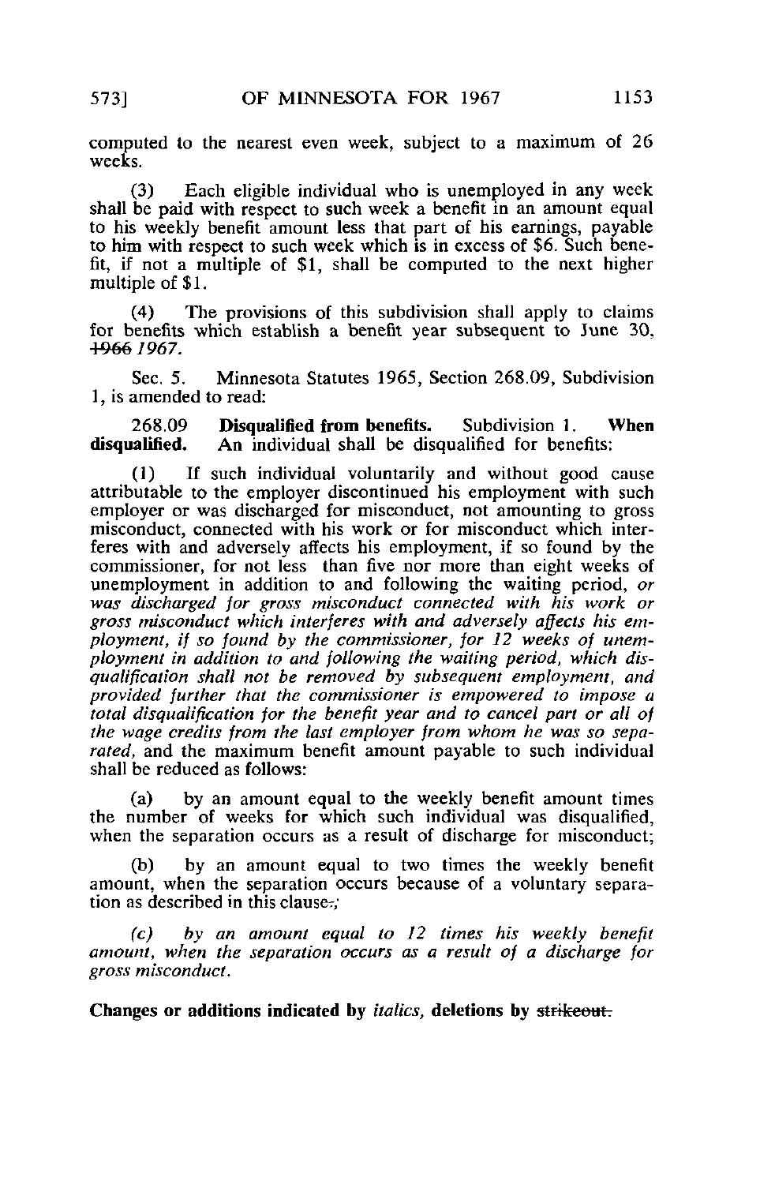computed to the nearest even week, subject to a maximum of 26 weeks.

(3) Each eligible individual who is unemployed in any week shall be paid with respect to such week a benefit in an amount equal to his weekly benefit amount less that part of his earnings, payable to him with respect to such week which is in excess of $6. Such benefit, if not a multiple of $1, shall be computed to the next higher multiple of $1.

(4) The provisions of this subdivision shall apply to claims for benefits which establish a benefit year subsequent to June 30, ~~1966~~ *1967*.

Sec. 5. Minnesota Statutes 1965, Section 268.09, Subdivision 1, is amended to read:

268.09 **Disqualified from benefits.** Subdivision 1. **When disqualified.** An individual shall be disqualified for benefits:

(1) If such individual voluntarily and without good cause attributable to the employer discontinued his employment with such employer or was discharged for misconduct, not amounting to gross misconduct, connected with his work or for misconduct which interferes with and adversely affects his employment, if so found by the commissioner, for not less than five nor more than eight weeks of unemployment in addition to and following the waiting period, *or was discharged for gross misconduct connected with his work or gross misconduct which interferes with and adversely affects his employment, if so found by the commissioner, for 12 weeks of unemployment in addition to and following the waiting period, which disqualification shall not be removed by subsequent employment, and provided further that the commissioner is empowered to impose a total disqualification for the benefit year and to cancel part or all of the wage credits from the last employer from whom he was so separated,* and the maximum benefit amount payable to such individual shall be reduced as follows:

(a) by an amount equal to the weekly benefit amount times the number of weeks for which such individual was disqualified, when the separation occurs as a result of discharge for misconduct;

(b) by an amount equal to two times the weekly benefit amount, when the separation occurs because of a voluntary separation as described in this clause~~.~~*;*

*(c) by an amount equal to 12 times his weekly benefit amount, when the separation occurs as a result of a discharge for gross misconduct.*

**Changes or additions indicated by *italics*, deletions by ~~strikeout.~~**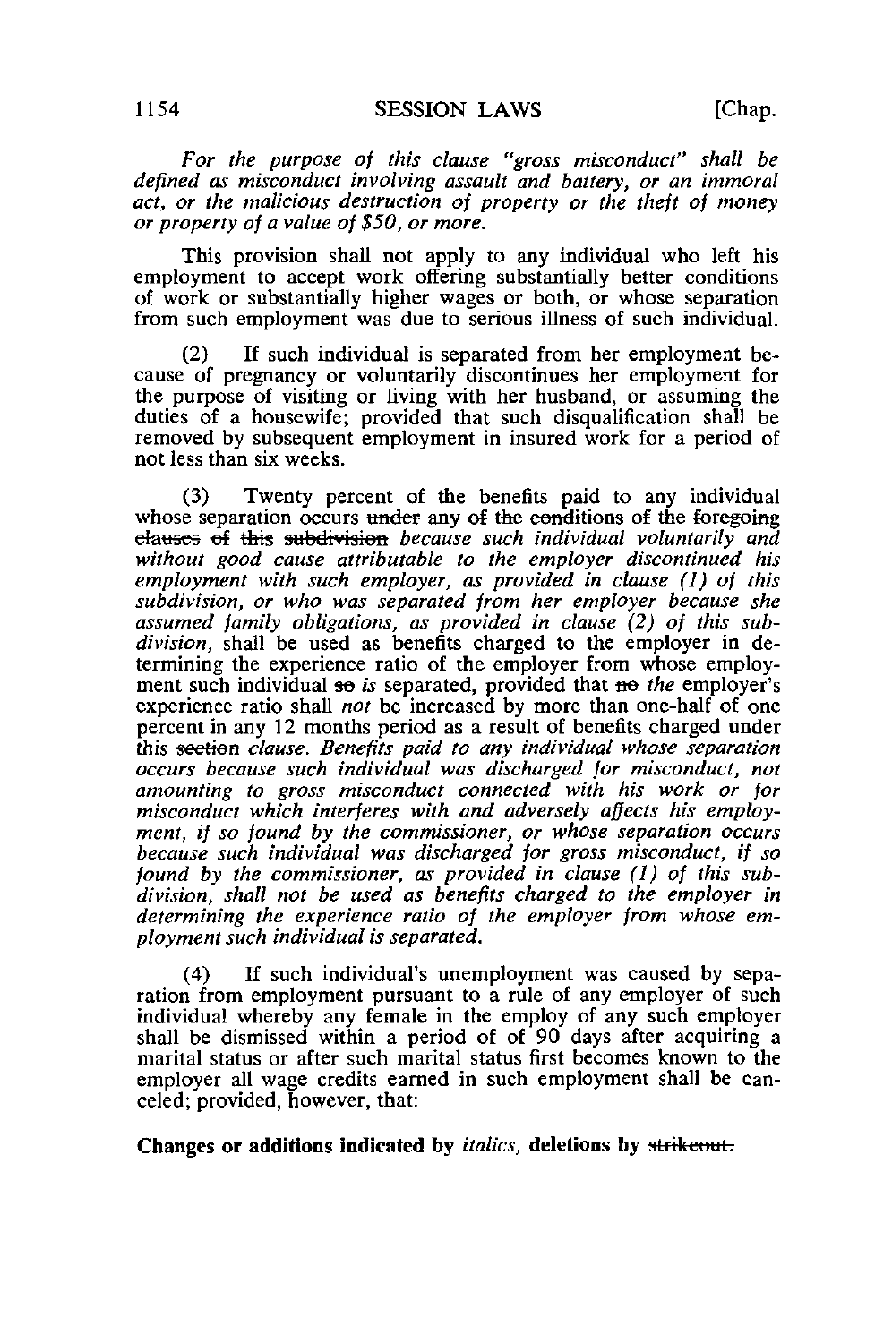*For the purpose of this clause "gross misconduct" shall be defined as misconduct involving assault and battery, or an immoral act, or the malicious destruction of property or the theft of money or property of a value of $50, or more.*

This provision shall not apply to any individual who left his employment to accept work offering substantially better conditions of work or substantially higher wages or both, or whose separation from such employment was due to serious illness of such individual.

(2) If such individual is separated from her employment because of pregnancy or voluntarily discontinues her employment for the purpose of visiting or living with her husband, or assuming the duties of a housewife; provided that such disqualification shall be removed by subsequent employment in insured work for a period of not less than six weeks.

(3) Twenty percent of the benefits paid to any individual whose separation occurs ~~under any of the conditions of the foregoing clauses of this subdivision~~ *because such individual voluntarily and without good cause attributable to the employer discontinued his employment with such employer, as provided in clause (1) of this subdivision, or who was separated from her employer because she assumed family obligations, as provided in clause (2) of this subdivision,* shall be used as benefits charged to the employer in determining the experience ratio of the employer from whose employment such individual ~~so~~ *is* separated, provided that ~~no~~ *the* employer's experience ratio shall *not* be increased by more than one-half of one percent in any 12 months period as a result of benefits charged under this ~~section~~ *clause. Benefits paid to any individual whose separation occurs because such individual was discharged for misconduct, not amounting to gross misconduct connected with his work or for misconduct which interferes with and adversely affects his employment, if so found by the commissioner, or whose separation occurs because such individual was discharged for gross misconduct, if so found by the commissioner, as provided in clause (1) of this subdivision, shall not be used as benefits charged to the employer in determining the experience ratio of the employer from whose employment such individual is separated.*

(4) If such individual's unemployment was caused by separation from employment pursuant to a rule of any employer of such individual whereby any female in the employ of any such employer shall be dismissed within a period of of 90 days after acquiring a marital status or after such marital status first becomes known to the employer all wage credits earned in such employment shall be canceled; provided, however, that:

**Changes or additions indicated by *italics*, deletions by ~~strikeout.~~**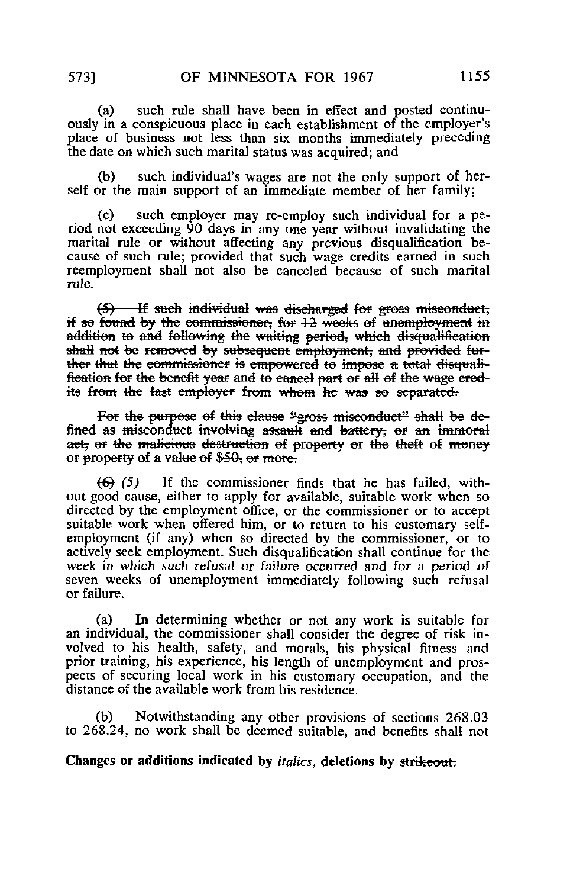(a) such rule shall have been in effect and posted continuously in a conspicuous place in each establishment of the employer's place of business not less than six months immediately preceding the date on which such marital status was acquired; and

(b) such individual's wages are not the only support of herself or the main support of an immediate member of her family;

(c) such employer may re-employ such individual for a period not exceeding 90 days in any one year without invalidating the marital rule or without affecting any previous disqualification because of such rule; provided that such wage credits earned in such reemployment shall not also be canceled because of such marital rule.

~~(5) If such individual was discharged for gross misconduct, if so found by the commissioner, for 12 weeks of unemployment in addition to and following the waiting period, which disqualification shall not be removed by subsequent employment, and provided further that the commissioner is empowered to impose a total disqualification for the benefit year and to cancel part or all of the wage credits from the last employer from whom he was so separated.~~

~~For the purpose of this clause "gross misconduct" shall be defined as misconduct involving assault and battery, or an immoral act, or the malicious destruction of property or the theft of money or property of a value of $50, or more.~~

~~(6)~~ *(5)* If the commissioner finds that he has failed, without good cause, either to apply for available, suitable work when so directed by the employment office, or the commissioner or to accept suitable work when offered him, or to return to his customary self-employment (if any) when so directed by the commissioner, or to actively seek employment. Such disqualification shall continue for the week *in which such refusal or failure occurred and for a period of* seven weeks of unemployment immediately following such refusal or failure.

(a) In determining whether or not any work is suitable for an individual, the commissioner shall consider the degree of risk involved to his health, safety, and morals, his physical fitness and prior training, his experience, his length of unemployment and prospects of securing local work in his customary occupation, and the distance of the available work from his residence.

(b) Notwithstanding any other provisions of sections 268.03 to 268.24, no work shall be deemed suitable, and benefits shall not

**Changes or additions indicated by *italics*, deletions by ~~strikeout.~~**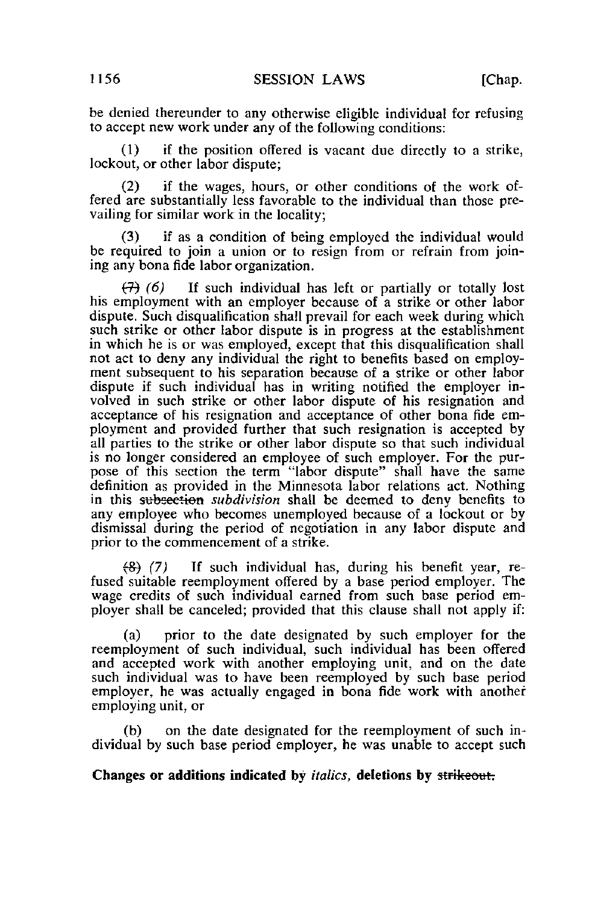be denied thereunder to any otherwise eligible individual for refusing to accept new work under any of the following conditions:

(1) if the position offered is vacant due directly to a strike, lockout, or other labor dispute;

(2) if the wages, hours, or other conditions of the work offered are substantially less favorable to the individual than those prevailing for similar work in the locality;

(3) if as a condition of being employed the individual would be required to join a union or to resign from or refrain from joining any bona fide labor organization.

~~(7)~~ *(6)* If such individual has left or partially or totally lost his employment with an employer because of a strike or other labor dispute. Such disqualification shall prevail for each week during which such strike or other labor dispute is in progress at the establishment in which he is or was employed, except that this disqualification shall not act to deny any individual the right to benefits based on employment subsequent to his separation because of a strike or other labor dispute if such individual has in writing notified the employer involved in such strike or other labor dispute of his resignation and acceptance of his resignation and acceptance of other bona fide employment and provided further that such resignation is accepted by all parties to the strike or other labor dispute so that such individual is no longer considered an employee of such employer. For the purpose of this section the term "labor dispute" shall have the same definition as provided in the Minnesota labor relations act. Nothing in this ~~subsection~~ *subdivision* shall be deemed to deny benefits to any employee who becomes unemployed because of a lockout or by dismissal during the period of negotiation in any labor dispute and prior to the commencement of a strike.

~~(8)~~ *(7)* If such individual has, during his benefit year, refused suitable reemployment offered by a base period employer. The wage credits of such individual earned from such base period employer shall be canceled; provided that this clause shall not apply if:

(a) prior to the date designated by such employer for the reemployment of such individual, such individual has been offered and accepted work with another employing unit, and on the date such individual was to have been reemployed by such base period employer, he was actually engaged in bona fide work with another employing unit, or

(b) on the date designated for the reemployment of such individual by such base period employer, he was unable to accept such

**Changes or additions indicated by *italics*, deletions by ~~strikeout.~~**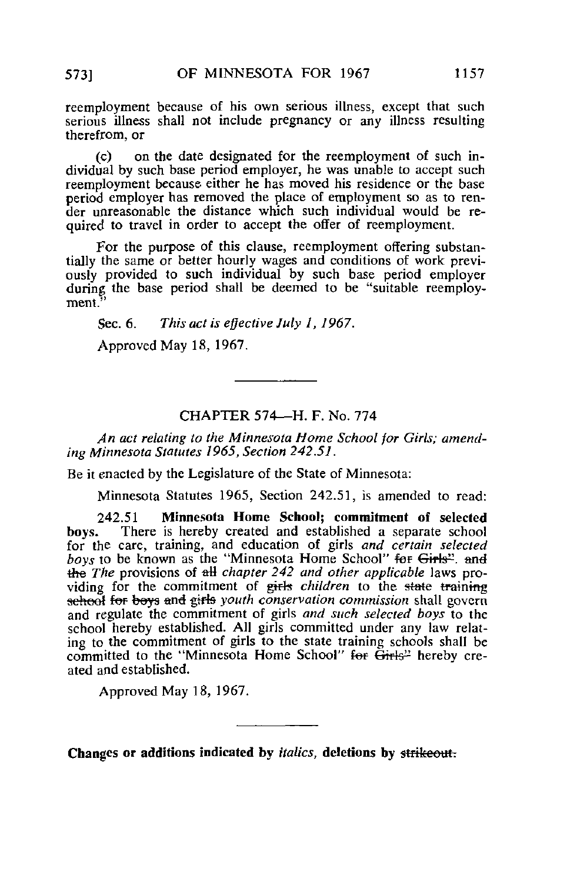reemployment because of his own serious illness, except that such serious illness shall not include pregnancy or any illness resulting therefrom, or

(c) on the date designated for the reemployment of such individual by such base period employer, he was unable to accept such reemployment because either he has moved his residence or the base period employer has removed the place of employment so as to render unreasonable the distance which such individual would be required to travel in order to accept the offer of reemployment.

For the purpose of this clause, reemployment offering substantially the same or better hourly wages and conditions of work previously provided to such individual by such base period employer during the base period shall be deemed to be "suitable reemployment."

Sec. 6. *This act is effective July 1, 1967.*

Approved May 18, 1967.

---

## CHAPTER 574—H. F. No. 774

*An act relating to the Minnesota Home School for Girls; amending Minnesota Statutes 1965, Section 242.51.*

Be it enacted by the Legislature of the State of Minnesota:

Minnesota Statutes 1965, Section 242.51, is amended to read:

242.51 **Minnesota Home School; commitment of selected boys.** There is hereby created and established a separate school for the care, training, and education of girls *and certain selected boys* to be known as the "Minnesota Home School" ~~for Girls"~~. ~~and the~~ *The* provisions of ~~all~~ *chapter 242 and other applicable* laws providing for the commitment of ~~girls~~ *children* to the ~~state training school for boys and girls~~ *youth conservation commission* shall govern and regulate the commitment of girls *and such selected boys* to the school hereby established. All girls committed under any law relating to the commitment of girls to the state training schools shall be committed to the "Minnesota Home School" ~~for Girls"~~ hereby created and established.

Approved May 18, 1967.

---

**Changes or additions indicated by** *italics*, **deletions by** ~~strikeout.~~